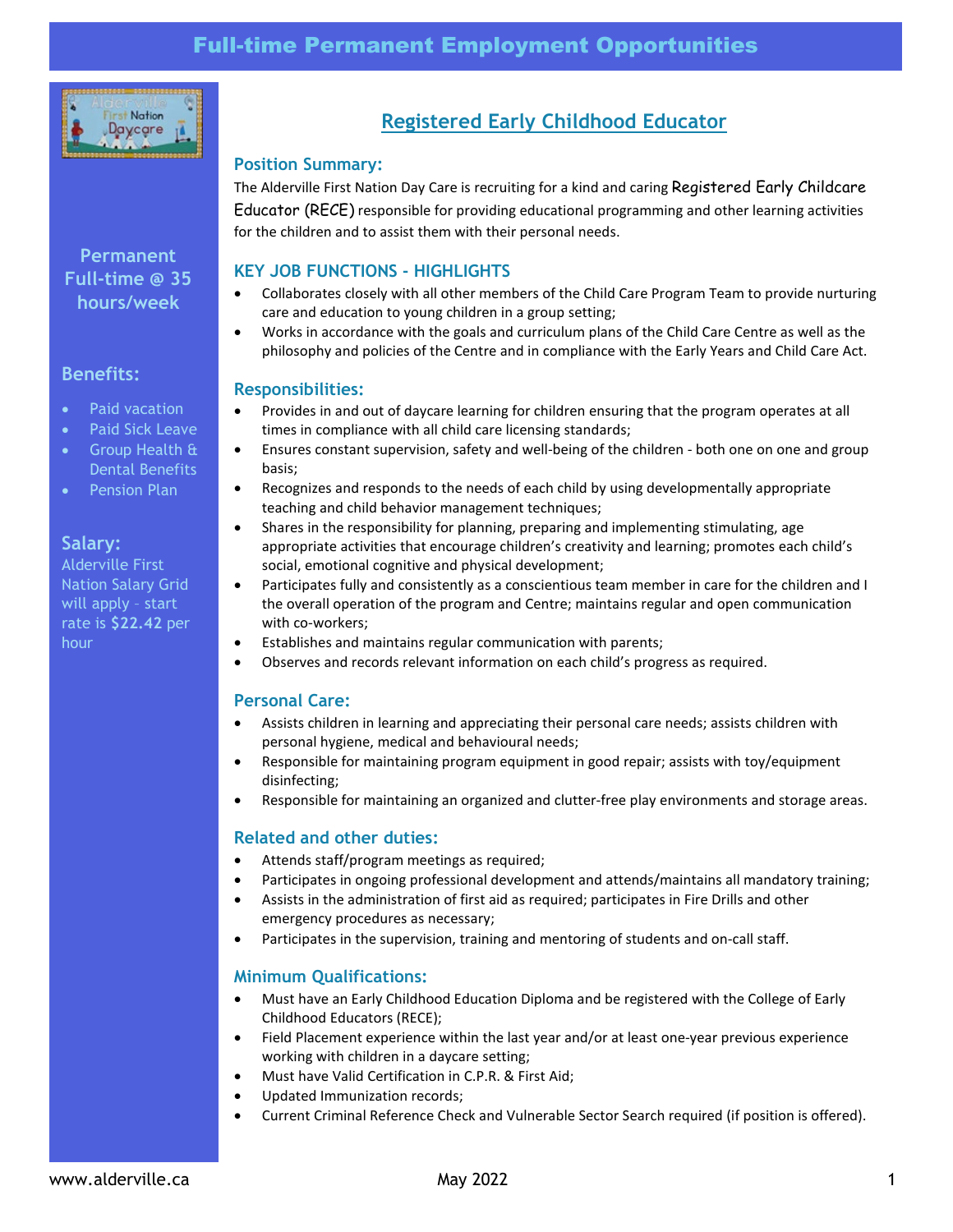# Full-time Permanent Employment Opportunities

**Permanent Full-time @ 35 hours/week**

### Benefits:

- Paid vacation
- Paid Sick Leave
- Group Health & Dental Benefits
- Pension Plan

### Salary:

Alderville First Nation Salary Grid will apply - start rate is **$22.42** per hour

## Registered Early Childhood Educator

### Position Summary:

The Alderville First Nation Day Care is recruiting for a kind and caring Registered Early Childcare Educator (RECE) responsible for providing educational programming and other learning activities for the children and to assist them with their personal needs.

### KEY JOB FUNCTIONS - HIGHLIGHTS

- Collaborates closely with all other members of the Child Care Program Team to provide nurturing care and education to young children in a group setting;
- Works in accordance with the goals and curriculum plans of the Child Care Centre as well as the philosophy and policies of the Centre and in compliance with the Early Years and Child Care Act.

### Responsibilities:

- Provides in and out of daycare learning for children ensuring that the program operates at all times in compliance with all child care licensing standards;
- Ensures constant supervision, safety and well-being of the children - both one on one and group basis;
- Recognizes and responds to the needs of each child by using developmentally appropriate teaching and child behavior management techniques;
- Shares in the responsibility for planning, preparing and implementing stimulating, age appropriate activities that encourage children's creativity and learning; promotes each child's social, emotional cognitive and physical development;
- Participates fully and consistently as a conscientious team member in care for the children and I the overall operation of the program and Centre; maintains regular and open communication with co-workers;
- Establishes and maintains regular communication with parents;
- Observes and records relevant information on each child's progress as required.

### Personal Care:

- Assists children in learning and appreciating their personal care needs; assists children with personal hygiene, medical and behavioural needs;
- Responsible for maintaining program equipment in good repair; assists with toy/equipment disinfecting;
- Responsible for maintaining an organized and clutter-free play environments and storage areas.

### Related and other duties:

- Attends staff/program meetings as required;
- Participates in ongoing professional development and attends/maintains all mandatory training;
- Assists in the administration of first aid as required; participates in Fire Drills and other emergency procedures as necessary;
- Participates in the supervision, training and mentoring of students and on-call staff.

### Minimum Qualifications:

- Must have an Early Childhood Education Diploma and be registered with the College of Early Childhood Educators (RECE);
- Field Placement experience within the last year and/or at least one-year previous experience working with children in a daycare setting;
- Must have Valid Certification in C.P.R. & First Aid;
- Updated Immunization records;
- Current Criminal Reference Check and Vulnerable Sector Search required (if position is offered).

www.alderville.ca May 2022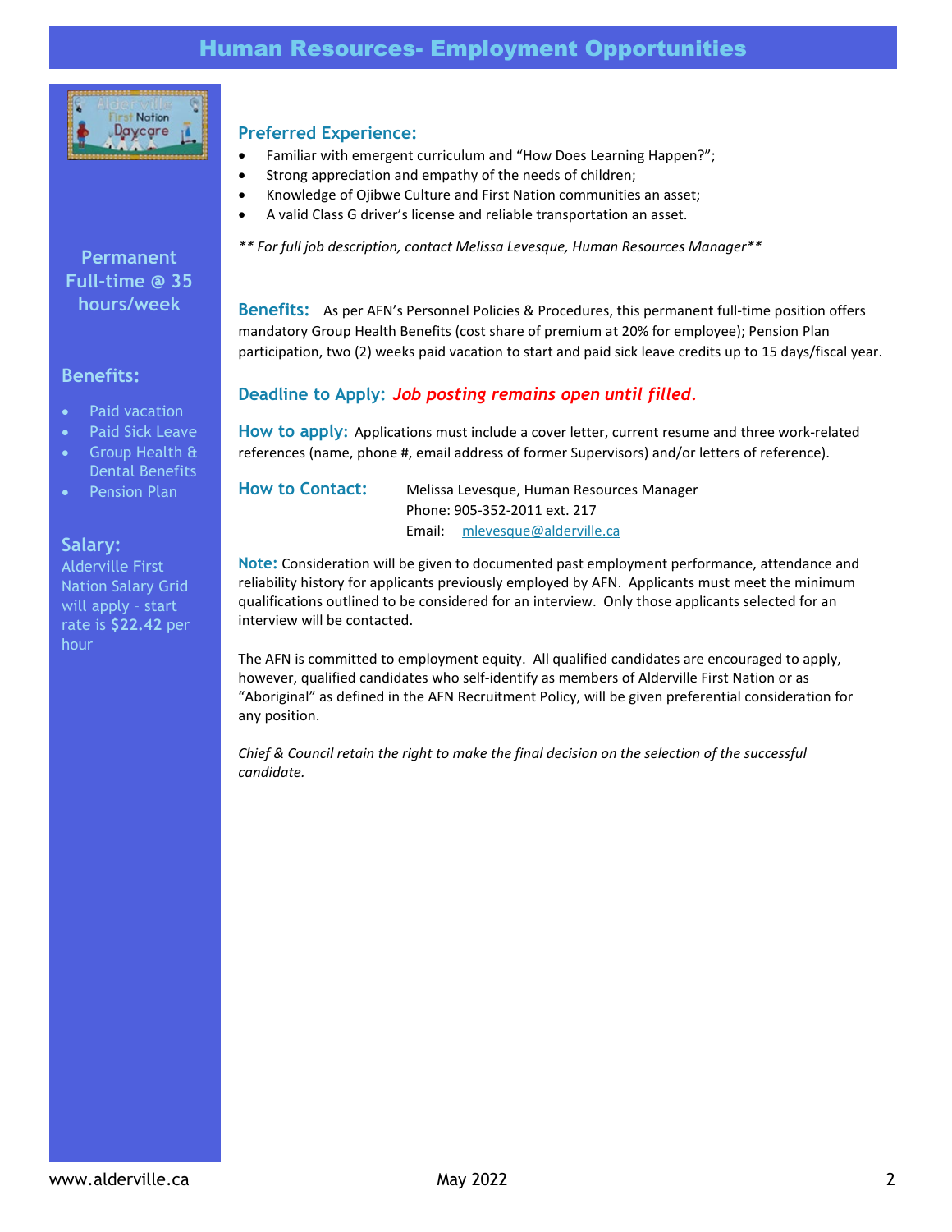# Human Resources- Employment Opportunities

**Permanent Full-time @ 35 hours/week**

### Benefits:

- Paid vacation
- Paid Sick Leave
- Group Health & Dental Benefits
- Pension Plan

### Salary:

Alderville First Nation Salary Grid will apply - start rate is **$22.42** per hour

### Preferred Experience:

- Familiar with emergent curriculum and "How Does Learning Happen?";
- Strong appreciation and empathy of the needs of children;
- Knowledge of Ojibwe Culture and First Nation communities an asset;
- A valid Class G driver's license and reliable transportation an asset.

*** For full job description, contact Melissa Levesque, Human Resources Manager***

**Benefits:** As per AFN's Personnel Policies & Procedures, this permanent full-time position offers mandatory Group Health Benefits (cost share of premium at 20% for employee); Pension Plan participation, two (2) weeks paid vacation to start and paid sick leave credits up to 15 days/fiscal year.

**Deadline to Apply:** ***Job posting remains open until filled.***

**How to apply:** Applications must include a cover letter, current resume and three work-related references (name, phone #, email address of former Supervisors) and/or letters of reference).

**How to Contact:** Melissa Levesque, Human Resources Manager
Phone: 905-352-2011 ext. 217
Email: mlevesque@alderville.ca

**Note:** Consideration will be given to documented past employment performance, attendance and reliability history for applicants previously employed by AFN. Applicants must meet the minimum qualifications outlined to be considered for an interview. Only those applicants selected for an interview will be contacted.

The AFN is committed to employment equity. All qualified candidates are encouraged to apply, however, qualified candidates who self-identify as members of Alderville First Nation or as "Aboriginal" as defined in the AFN Recruitment Policy, will be given preferential consideration for any position.

*Chief & Council retain the right to make the final decision on the selection of the successful candidate.*